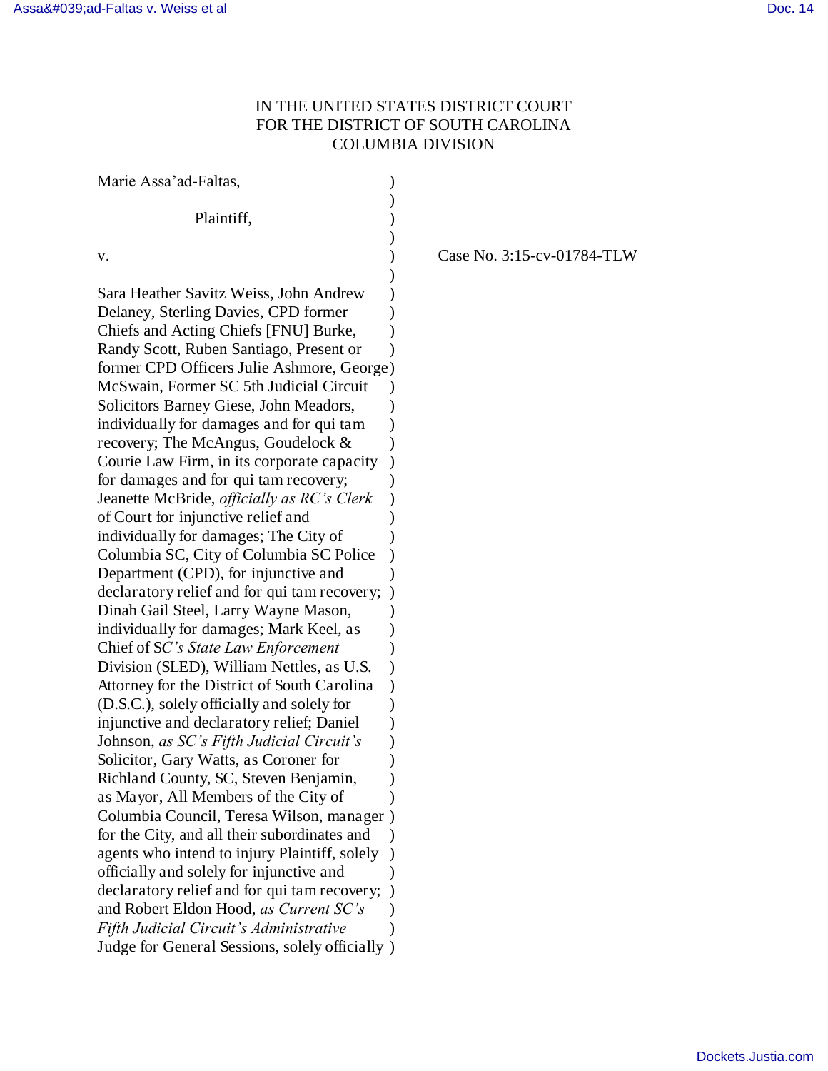IN THE UNITED STATES DISTRICT COURT
FOR THE DISTRICT OF SOUTH CAROLINA
COLUMBIA DIVISION

Marie Assa'ad-Faltas,

Plaintiff,

v.

Case No. 3:15-cv-01784-TLW

Sara Heather Savitz Weiss, John Andrew Delaney, Sterling Davies, CPD former Chiefs and Acting Chiefs [FNU] Burke, Randy Scott, Ruben Santiago, Present or former CPD Officers Julie Ashmore, George McSwain, Former SC 5th Judicial Circuit Solicitors Barney Giese, John Meadors, individually for damages and for qui tam recovery; The McAngus, Goudelock & Courie Law Firm, in its corporate capacity for damages and for qui tam recovery; Jeanette McBride, *officially as RC's Clerk* of Court for injunctive relief and individually for damages; The City of Columbia SC, City of Columbia SC Police Department (CPD), for injunctive and declaratory relief and for qui tam recovery; Dinah Gail Steel, Larry Wayne Mason, individually for damages; Mark Keel, as Chief of S*C's State Law Enforcement* Division (SLED), William Nettles, as U.S. Attorney for the District of South Carolina (D.S.C.), solely officially and solely for injunctive and declaratory relief; Daniel Johnson, *as SC's Fifth Judicial Circuit's* Solicitor, Gary Watts, as Coroner for Richland County, SC, Steven Benjamin, as Mayor, All Members of the City of Columbia Council, Teresa Wilson, manager for the City, and all their subordinates and agents who intend to injury Plaintiff, solely officially and solely for injunctive and declaratory relief and for qui tam recovery; and Robert Eldon Hood, *as Current SC's Fifth Judicial Circuit's Administrative* Judge for General Sessions, solely officially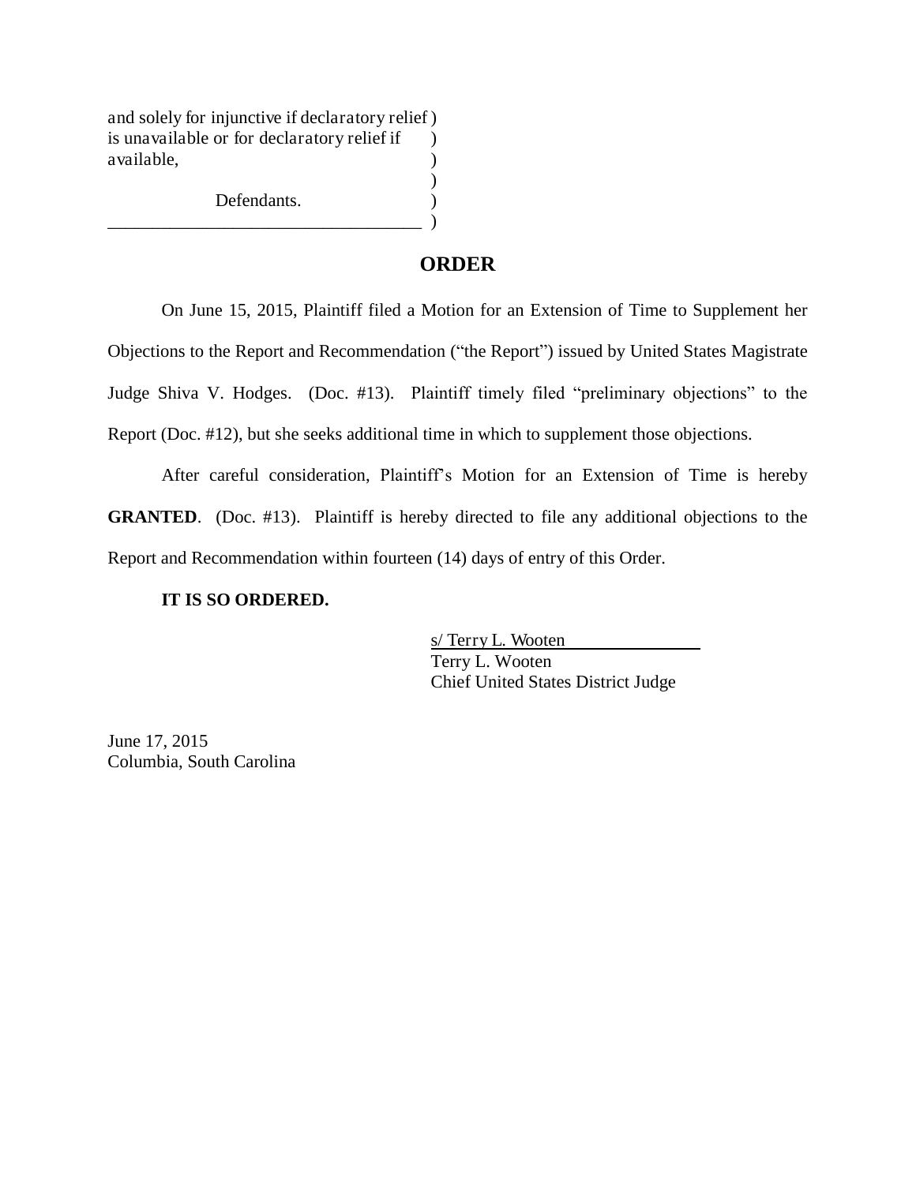and solely for injunctive if declaratory relief )
is unavailable or for declaratory relief if )
available, )
)
Defendants. )
___________________________________ )

## ORDER

On June 15, 2015, Plaintiff filed a Motion for an Extension of Time to Supplement her Objections to the Report and Recommendation ("the Report") issued by United States Magistrate Judge Shiva V. Hodges. (Doc. #13). Plaintiff timely filed "preliminary objections" to the Report (Doc. #12), but she seeks additional time in which to supplement those objections.

After careful consideration, Plaintiff's Motion for an Extension of Time is hereby **GRANTED**. (Doc. #13). Plaintiff is hereby directed to file any additional objections to the Report and Recommendation within fourteen (14) days of entry of this Order.

**IT IS SO ORDERED.**

s/ Terry L. Wooten
Terry L. Wooten
Chief United States District Judge

June 17, 2015
Columbia, South Carolina